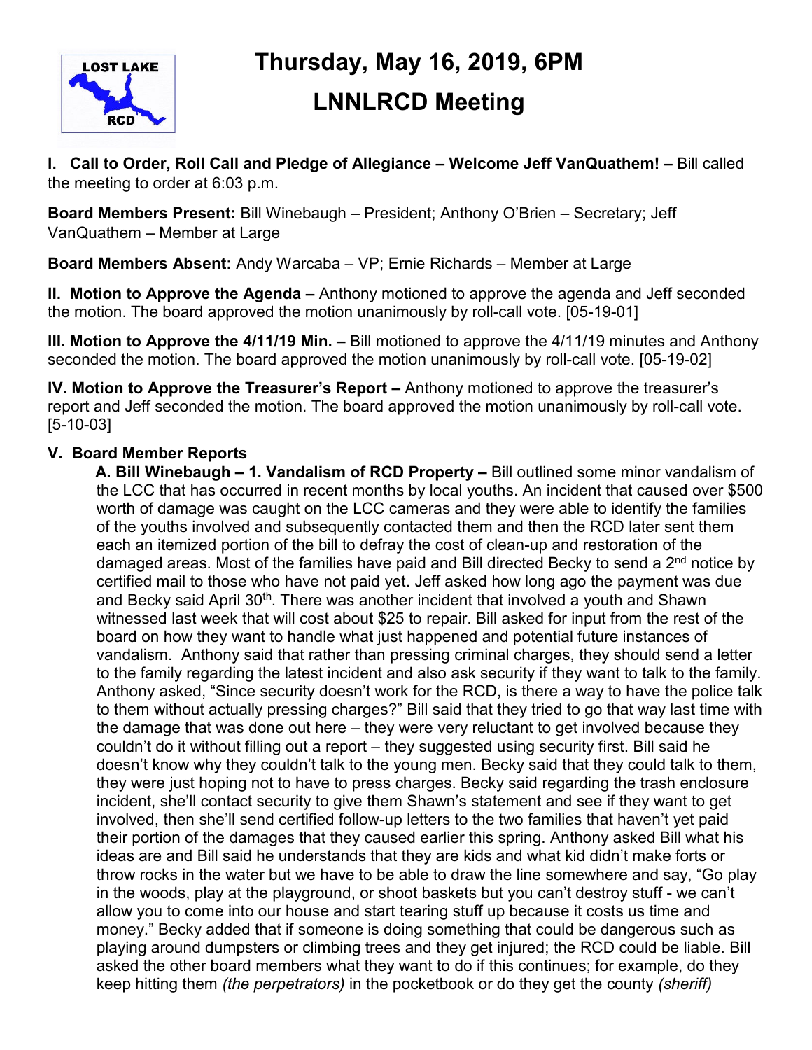LOST LAKE RCD

# Thursday, May 16, 2019, 6PM

# LNNLRCD Meeting

**I. Call to Order, Roll Call and Pledge of Allegiance – Welcome Jeff VanQuathem! –** Bill called the meeting to order at 6:03 p.m.

**Board Members Present:** Bill Winebaugh – President; Anthony O'Brien – Secretary; Jeff VanQuathem – Member at Large

**Board Members Absent:** Andy Warcaba – VP; Ernie Richards – Member at Large

**II. Motion to Approve the Agenda –** Anthony motioned to approve the agenda and Jeff seconded the motion. The board approved the motion unanimously by roll-call vote. [05-19-01]

**III. Motion to Approve the 4/11/19 Min. –** Bill motioned to approve the 4/11/19 minutes and Anthony seconded the motion. The board approved the motion unanimously by roll-call vote. [05-19-02]

**IV. Motion to Approve the Treasurer's Report –** Anthony motioned to approve the treasurer's report and Jeff seconded the motion. The board approved the motion unanimously by roll-call vote. [5-10-03]

**V. Board Member Reports**

**A. Bill Winebaugh – 1. Vandalism of RCD Property –** Bill outlined some minor vandalism of the LCC that has occurred in recent months by local youths. An incident that caused over $500 worth of damage was caught on the LCC cameras and they were able to identify the families of the youths involved and subsequently contacted them and then the RCD later sent them each an itemized portion of the bill to defray the cost of clean-up and restoration of the damaged areas. Most of the families have paid and Bill directed Becky to send a 2nd notice by certified mail to those who have not paid yet. Jeff asked how long ago the payment was due and Becky said April 30th. There was another incident that involved a youth and Shawn witnessed last week that will cost about $25 to repair. Bill asked for input from the rest of the board on how they want to handle what just happened and potential future instances of vandalism. Anthony said that rather than pressing criminal charges, they should send a letter to the family regarding the latest incident and also ask security if they want to talk to the family. Anthony asked, "Since security doesn't work for the RCD, is there a way to have the police talk to them without actually pressing charges?" Bill said that they tried to go that way last time with the damage that was done out here – they were very reluctant to get involved because they couldn't do it without filling out a report – they suggested using security first. Bill said he doesn't know why they couldn't talk to the young men. Becky said that they could talk to them, they were just hoping not to have to press charges. Becky said regarding the trash enclosure incident, she'll contact security to give them Shawn's statement and see if they want to get involved, then she'll send certified follow-up letters to the two families that haven't yet paid their portion of the damages that they caused earlier this spring. Anthony asked Bill what his ideas are and Bill said he understands that they are kids and what kid didn't make forts or throw rocks in the water but we have to be able to draw the line somewhere and say, "Go play in the woods, play at the playground, or shoot baskets but you can't destroy stuff - we can't allow you to come into our house and start tearing stuff up because it costs us time and money." Becky added that if someone is doing something that could be dangerous such as playing around dumpsters or climbing trees and they get injured; the RCD could be liable. Bill asked the other board members what they want to do if this continues; for example, do they keep hitting them *(the perpetrators)* in the pocketbook or do they get the county *(sheriff)*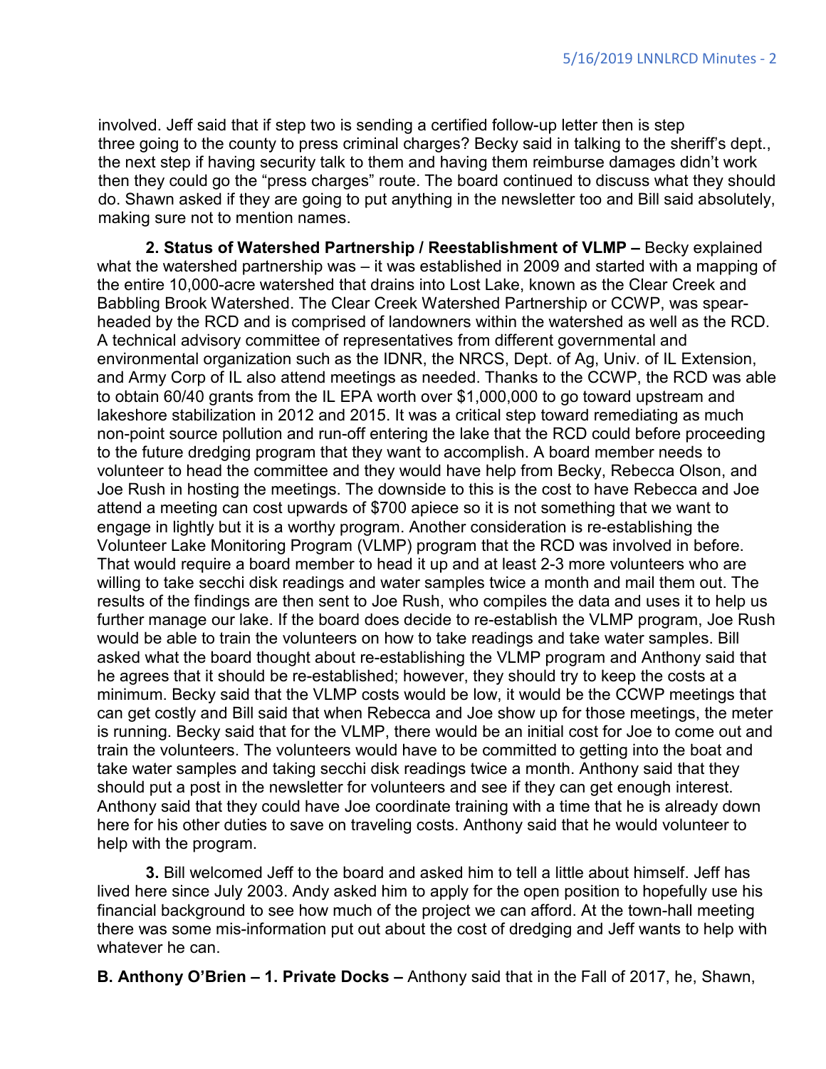involved. Jeff said that if step two is sending a certified follow-up letter then is step three going to the county to press criminal charges? Becky said in talking to the sheriff's dept., the next step if having security talk to them and having them reimburse damages didn't work then they could go the "press charges" route. The board continued to discuss what they should do. Shawn asked if they are going to put anything in the newsletter too and Bill said absolutely, making sure not to mention names.

**2. Status of Watershed Partnership / Reestablishment of VLMP –** Becky explained what the watershed partnership was – it was established in 2009 and started with a mapping of the entire 10,000-acre watershed that drains into Lost Lake, known as the Clear Creek and Babbling Brook Watershed. The Clear Creek Watershed Partnership or CCWP, was spear-headed by the RCD and is comprised of landowners within the watershed as well as the RCD. A technical advisory committee of representatives from different governmental and environmental organization such as the IDNR, the NRCS, Dept. of Ag, Univ. of IL Extension, and Army Corp of IL also attend meetings as needed. Thanks to the CCWP, the RCD was able to obtain 60/40 grants from the IL EPA worth over $1,000,000 to go toward upstream and lakeshore stabilization in 2012 and 2015. It was a critical step toward remediating as much non-point source pollution and run-off entering the lake that the RCD could before proceeding to the future dredging program that they want to accomplish. A board member needs to volunteer to head the committee and they would have help from Becky, Rebecca Olson, and Joe Rush in hosting the meetings. The downside to this is the cost to have Rebecca and Joe attend a meeting can cost upwards of $700 apiece so it is not something that we want to engage in lightly but it is a worthy program. Another consideration is re-establishing the Volunteer Lake Monitoring Program (VLMP) program that the RCD was involved in before. That would require a board member to head it up and at least 2-3 more volunteers who are willing to take secchi disk readings and water samples twice a month and mail them out. The results of the findings are then sent to Joe Rush, who compiles the data and uses it to help us further manage our lake. If the board does decide to re-establish the VLMP program, Joe Rush would be able to train the volunteers on how to take readings and take water samples. Bill asked what the board thought about re-establishing the VLMP program and Anthony said that he agrees that it should be re-established; however, they should try to keep the costs at a minimum. Becky said that the VLMP costs would be low, it would be the CCWP meetings that can get costly and Bill said that when Rebecca and Joe show up for those meetings, the meter is running. Becky said that for the VLMP, there would be an initial cost for Joe to come out and train the volunteers. The volunteers would have to be committed to getting into the boat and take water samples and taking secchi disk readings twice a month. Anthony said that they should put a post in the newsletter for volunteers and see if they can get enough interest. Anthony said that they could have Joe coordinate training with a time that he is already down here for his other duties to save on traveling costs. Anthony said that he would volunteer to help with the program.

**3.** Bill welcomed Jeff to the board and asked him to tell a little about himself. Jeff has lived here since July 2003. Andy asked him to apply for the open position to hopefully use his financial background to see how much of the project we can afford. At the town-hall meeting there was some mis-information put out about the cost of dredging and Jeff wants to help with whatever he can.

**B. Anthony O'Brien – 1. Private Docks –** Anthony said that in the Fall of 2017, he, Shawn,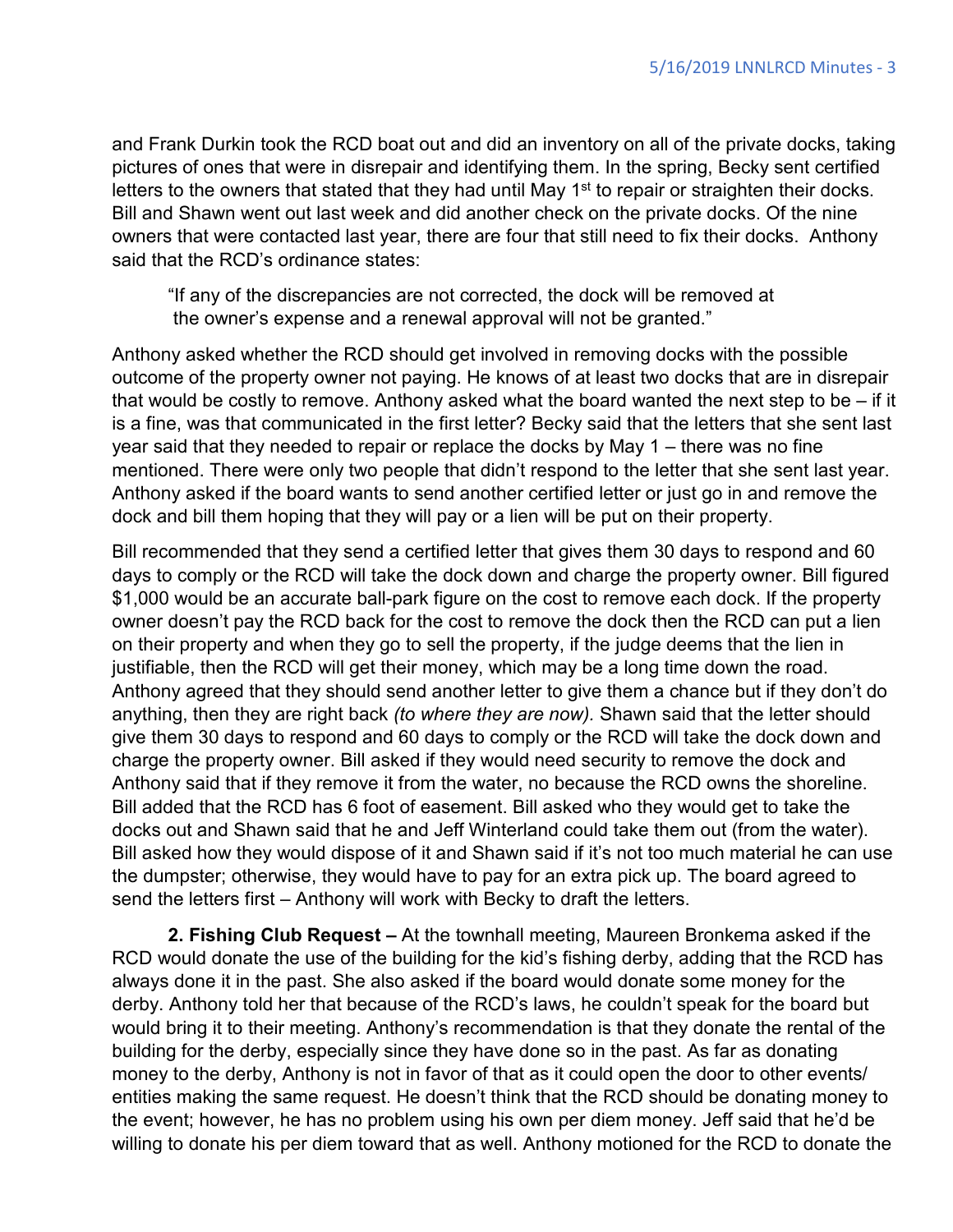and Frank Durkin took the RCD boat out and did an inventory on all of the private docks, taking pictures of ones that were in disrepair and identifying them. In the spring, Becky sent certified letters to the owners that stated that they had until May 1st to repair or straighten their docks. Bill and Shawn went out last week and did another check on the private docks. Of the nine owners that were contacted last year, there are four that still need to fix their docks. Anthony said that the RCD's ordinance states:

> "If any of the discrepancies are not corrected, the dock will be removed at the owner's expense and a renewal approval will not be granted."

Anthony asked whether the RCD should get involved in removing docks with the possible outcome of the property owner not paying. He knows of at least two docks that are in disrepair that would be costly to remove. Anthony asked what the board wanted the next step to be – if it is a fine, was that communicated in the first letter? Becky said that the letters that she sent last year said that they needed to repair or replace the docks by May 1 – there was no fine mentioned. There were only two people that didn't respond to the letter that she sent last year. Anthony asked if the board wants to send another certified letter or just go in and remove the dock and bill them hoping that they will pay or a lien will be put on their property.

Bill recommended that they send a certified letter that gives them 30 days to respond and 60 days to comply or the RCD will take the dock down and charge the property owner. Bill figured $1,000 would be an accurate ball-park figure on the cost to remove each dock. If the property owner doesn't pay the RCD back for the cost to remove the dock then the RCD can put a lien on their property and when they go to sell the property, if the judge deems that the lien in justifiable, then the RCD will get their money, which may be a long time down the road. Anthony agreed that they should send another letter to give them a chance but if they don't do anything, then they are right back *(to where they are now).* Shawn said that the letter should give them 30 days to respond and 60 days to comply or the RCD will take the dock down and charge the property owner. Bill asked if they would need security to remove the dock and Anthony said that if they remove it from the water, no because the RCD owns the shoreline. Bill added that the RCD has 6 foot of easement. Bill asked who they would get to take the docks out and Shawn said that he and Jeff Winterland could take them out (from the water). Bill asked how they would dispose of it and Shawn said if it's not too much material he can use the dumpster; otherwise, they would have to pay for an extra pick up. The board agreed to send the letters first – Anthony will work with Becky to draft the letters.

**2. Fishing Club Request –** At the townhall meeting, Maureen Bronkema asked if the RCD would donate the use of the building for the kid's fishing derby, adding that the RCD has always done it in the past. She also asked if the board would donate some money for the derby. Anthony told her that because of the RCD's laws, he couldn't speak for the board but would bring it to their meeting. Anthony's recommendation is that they donate the rental of the building for the derby, especially since they have done so in the past. As far as donating money to the derby, Anthony is not in favor of that as it could open the door to other events/ entities making the same request. He doesn't think that the RCD should be donating money to the event; however, he has no problem using his own per diem money. Jeff said that he'd be willing to donate his per diem toward that as well. Anthony motioned for the RCD to donate the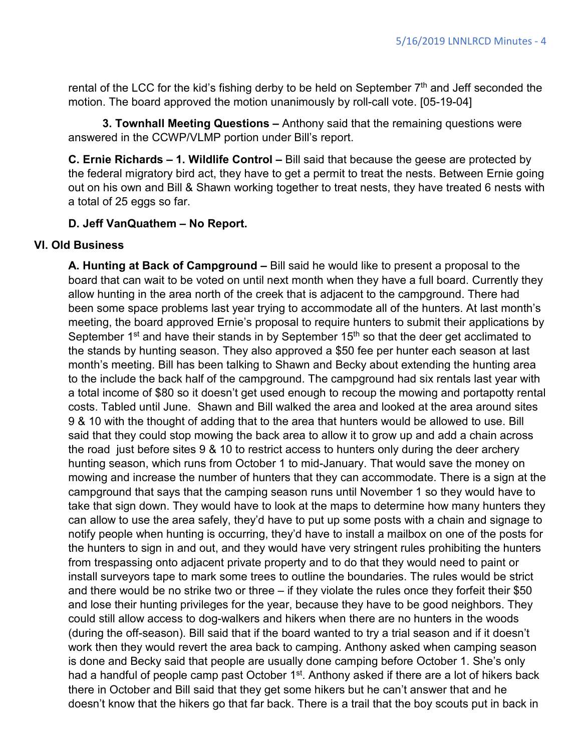rental of the LCC for the kid's fishing derby to be held on September 7th and Jeff seconded the motion. The board approved the motion unanimously by roll-call vote. [05-19-04]

**3. Townhall Meeting Questions –** Anthony said that the remaining questions were answered in the CCWP/VLMP portion under Bill's report.

**C. Ernie Richards – 1. Wildlife Control –** Bill said that because the geese are protected by the federal migratory bird act, they have to get a permit to treat the nests. Between Ernie going out on his own and Bill & Shawn working together to treat nests, they have treated 6 nests with a total of 25 eggs so far.

**D. Jeff VanQuathem – No Report.**

**VI. Old Business**

**A. Hunting at Back of Campground –** Bill said he would like to present a proposal to the board that can wait to be voted on until next month when they have a full board. Currently they allow hunting in the area north of the creek that is adjacent to the campground. There had been some space problems last year trying to accommodate all of the hunters. At last month's meeting, the board approved Ernie's proposal to require hunters to submit their applications by September 1st and have their stands in by September 15th so that the deer get acclimated to the stands by hunting season. They also approved a $50 fee per hunter each season at last month's meeting. Bill has been talking to Shawn and Becky about extending the hunting area to the include the back half of the campground. The campground had six rentals last year with a total income of $80 so it doesn't get used enough to recoup the mowing and portapotty rental costs. Tabled until June. Shawn and Bill walked the area and looked at the area around sites 9 & 10 with the thought of adding that to the area that hunters would be allowed to use. Bill said that they could stop mowing the back area to allow it to grow up and add a chain across the road just before sites 9 & 10 to restrict access to hunters only during the deer archery hunting season, which runs from October 1 to mid-January. That would save the money on mowing and increase the number of hunters that they can accommodate. There is a sign at the campground that says that the camping season runs until November 1 so they would have to take that sign down. They would have to look at the maps to determine how many hunters they can allow to use the area safely, they'd have to put up some posts with a chain and signage to notify people when hunting is occurring, they'd have to install a mailbox on one of the posts for the hunters to sign in and out, and they would have very stringent rules prohibiting the hunters from trespassing onto adjacent private property and to do that they would need to paint or install surveyors tape to mark some trees to outline the boundaries. The rules would be strict and there would be no strike two or three – if they violate the rules once they forfeit their $50 and lose their hunting privileges for the year, because they have to be good neighbors. They could still allow access to dog-walkers and hikers when there are no hunters in the woods (during the off-season). Bill said that if the board wanted to try a trial season and if it doesn't work then they would revert the area back to camping. Anthony asked when camping season is done and Becky said that people are usually done camping before October 1. She's only had a handful of people camp past October 1st. Anthony asked if there are a lot of hikers back there in October and Bill said that they get some hikers but he can't answer that and he doesn't know that the hikers go that far back. There is a trail that the boy scouts put in back in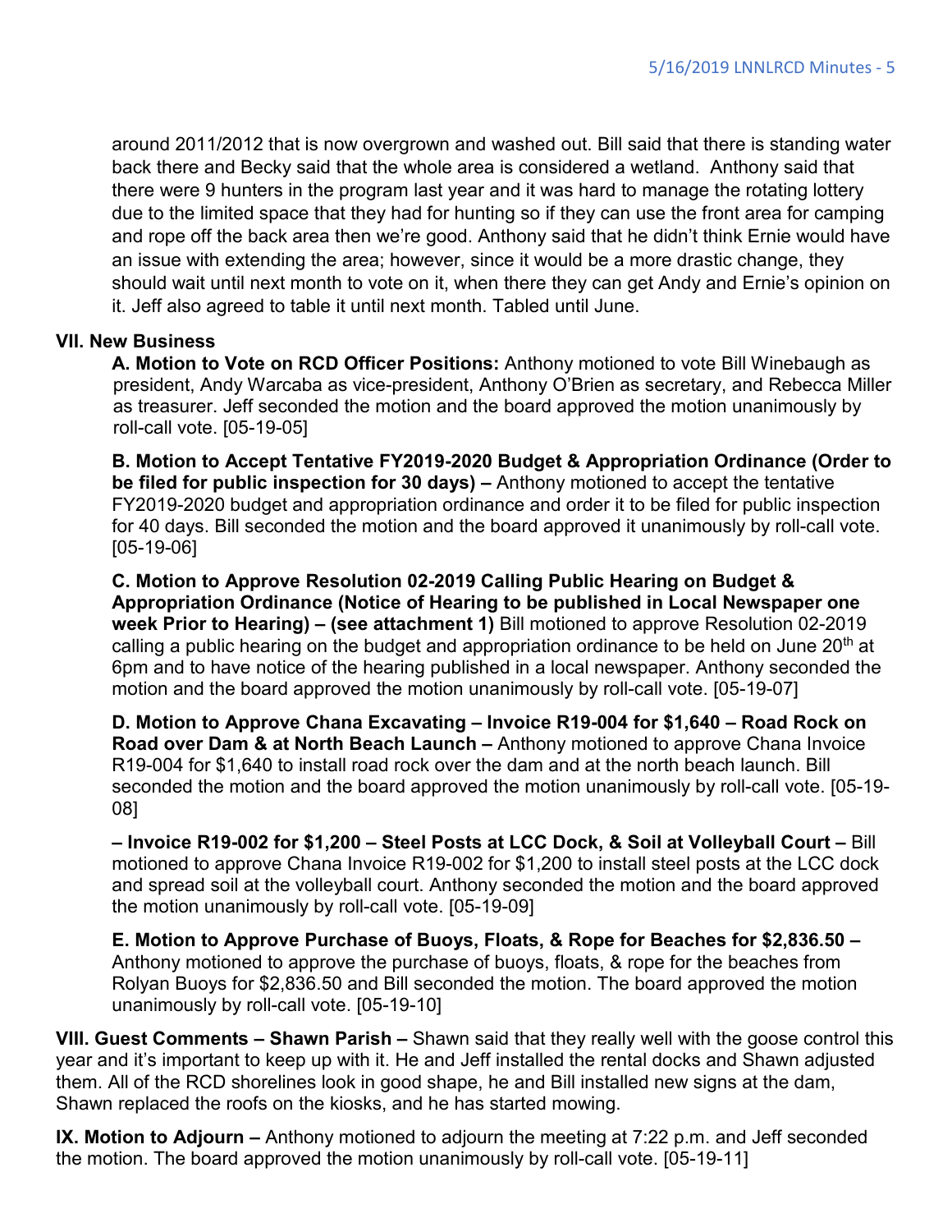around 2011/2012 that is now overgrown and washed out. Bill said that there is standing water back there and Becky said that the whole area is considered a wetland. Anthony said that there were 9 hunters in the program last year and it was hard to manage the rotating lottery due to the limited space that they had for hunting so if they can use the front area for camping and rope off the back area then we're good. Anthony said that he didn't think Ernie would have an issue with extending the area; however, since it would be a more drastic change, they should wait until next month to vote on it, when there they can get Andy and Ernie's opinion on it. Jeff also agreed to table it until next month. Tabled until June.

**VII. New Business**

**A. Motion to Vote on RCD Officer Positions:** Anthony motioned to vote Bill Winebaugh as president, Andy Warcaba as vice-president, Anthony O'Brien as secretary, and Rebecca Miller as treasurer. Jeff seconded the motion and the board approved the motion unanimously by roll-call vote. [05-19-05]

**B. Motion to Accept Tentative FY2019-2020 Budget & Appropriation Ordinance (Order to be filed for public inspection for 30 days) –** Anthony motioned to accept the tentative FY2019-2020 budget and appropriation ordinance and order it to be filed for public inspection for 40 days. Bill seconded the motion and the board approved it unanimously by roll-call vote. [05-19-06]

**C. Motion to Approve Resolution 02-2019 Calling Public Hearing on Budget & Appropriation Ordinance (Notice of Hearing to be published in Local Newspaper one week Prior to Hearing) – (see attachment 1)** Bill motioned to approve Resolution 02-2019 calling a public hearing on the budget and appropriation ordinance to be held on June 20th at 6pm and to have notice of the hearing published in a local newspaper. Anthony seconded the motion and the board approved the motion unanimously by roll-call vote. [05-19-07]

**D. Motion to Approve Chana Excavating – Invoice R19-004 for $1,640 – Road Rock on Road over Dam & at North Beach Launch –** Anthony motioned to approve Chana Invoice R19-004 for $1,640 to install road rock over the dam and at the north beach launch. Bill seconded the motion and the board approved the motion unanimously by roll-call vote. [05-19-08]

**– Invoice R19-002 for $1,200 – Steel Posts at LCC Dock, & Soil at Volleyball Court –** Bill motioned to approve Chana Invoice R19-002 for $1,200 to install steel posts at the LCC dock and spread soil at the volleyball court. Anthony seconded the motion and the board approved the motion unanimously by roll-call vote. [05-19-09]

**E. Motion to Approve Purchase of Buoys, Floats, & Rope for Beaches for $2,836.50 –** Anthony motioned to approve the purchase of buoys, floats, & rope for the beaches from Rolyan Buoys for $2,836.50 and Bill seconded the motion. The board approved the motion unanimously by roll-call vote. [05-19-10]

**VIII. Guest Comments – Shawn Parish –** Shawn said that they really well with the goose control this year and it's important to keep up with it. He and Jeff installed the rental docks and Shawn adjusted them. All of the RCD shorelines look in good shape, he and Bill installed new signs at the dam, Shawn replaced the roofs on the kiosks, and he has started mowing.

**IX. Motion to Adjourn –** Anthony motioned to adjourn the meeting at 7:22 p.m. and Jeff seconded the motion. The board approved the motion unanimously by roll-call vote. [05-19-11]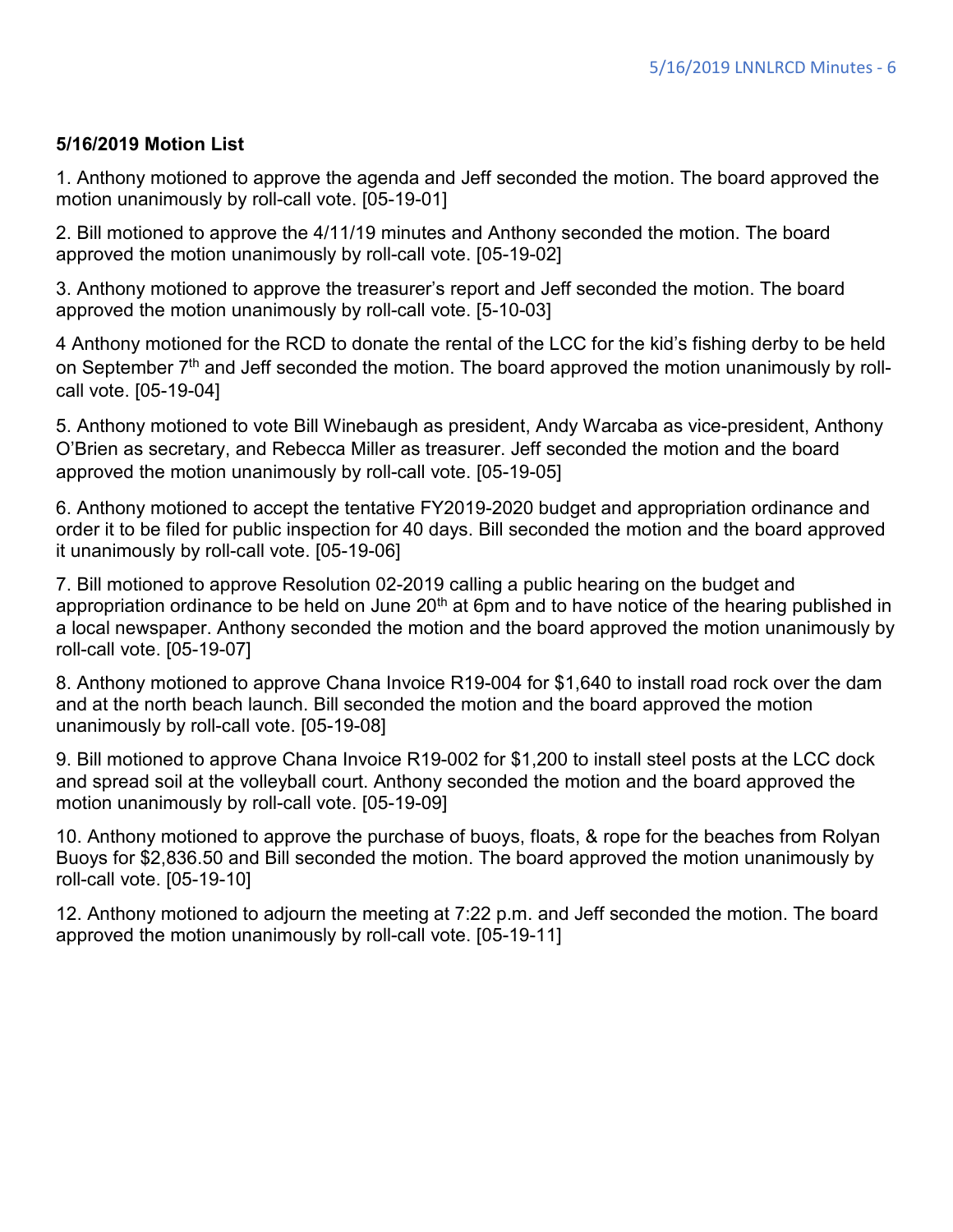**5/16/2019 Motion List**

1. Anthony motioned to approve the agenda and Jeff seconded the motion. The board approved the motion unanimously by roll-call vote. [05-19-01]

2. Bill motioned to approve the 4/11/19 minutes and Anthony seconded the motion. The board approved the motion unanimously by roll-call vote. [05-19-02]

3. Anthony motioned to approve the treasurer's report and Jeff seconded the motion. The board approved the motion unanimously by roll-call vote. [5-10-03]

4 Anthony motioned for the RCD to donate the rental of the LCC for the kid's fishing derby to be held on September 7th and Jeff seconded the motion. The board approved the motion unanimously by roll-call vote. [05-19-04]

5. Anthony motioned to vote Bill Winebaugh as president, Andy Warcaba as vice-president, Anthony O'Brien as secretary, and Rebecca Miller as treasurer. Jeff seconded the motion and the board approved the motion unanimously by roll-call vote. [05-19-05]

6. Anthony motioned to accept the tentative FY2019-2020 budget and appropriation ordinance and order it to be filed for public inspection for 40 days. Bill seconded the motion and the board approved it unanimously by roll-call vote. [05-19-06]

7. Bill motioned to approve Resolution 02-2019 calling a public hearing on the budget and appropriation ordinance to be held on June 20th at 6pm and to have notice of the hearing published in a local newspaper. Anthony seconded the motion and the board approved the motion unanimously by roll-call vote. [05-19-07]

8. Anthony motioned to approve Chana Invoice R19-004 for $1,640 to install road rock over the dam and at the north beach launch. Bill seconded the motion and the board approved the motion unanimously by roll-call vote. [05-19-08]

9. Bill motioned to approve Chana Invoice R19-002 for $1,200 to install steel posts at the LCC dock and spread soil at the volleyball court. Anthony seconded the motion and the board approved the motion unanimously by roll-call vote. [05-19-09]

10. Anthony motioned to approve the purchase of buoys, floats, & rope for the beaches from Rolyan Buoys for $2,836.50 and Bill seconded the motion. The board approved the motion unanimously by roll-call vote. [05-19-10]

12. Anthony motioned to adjourn the meeting at 7:22 p.m. and Jeff seconded the motion. The board approved the motion unanimously by roll-call vote. [05-19-11]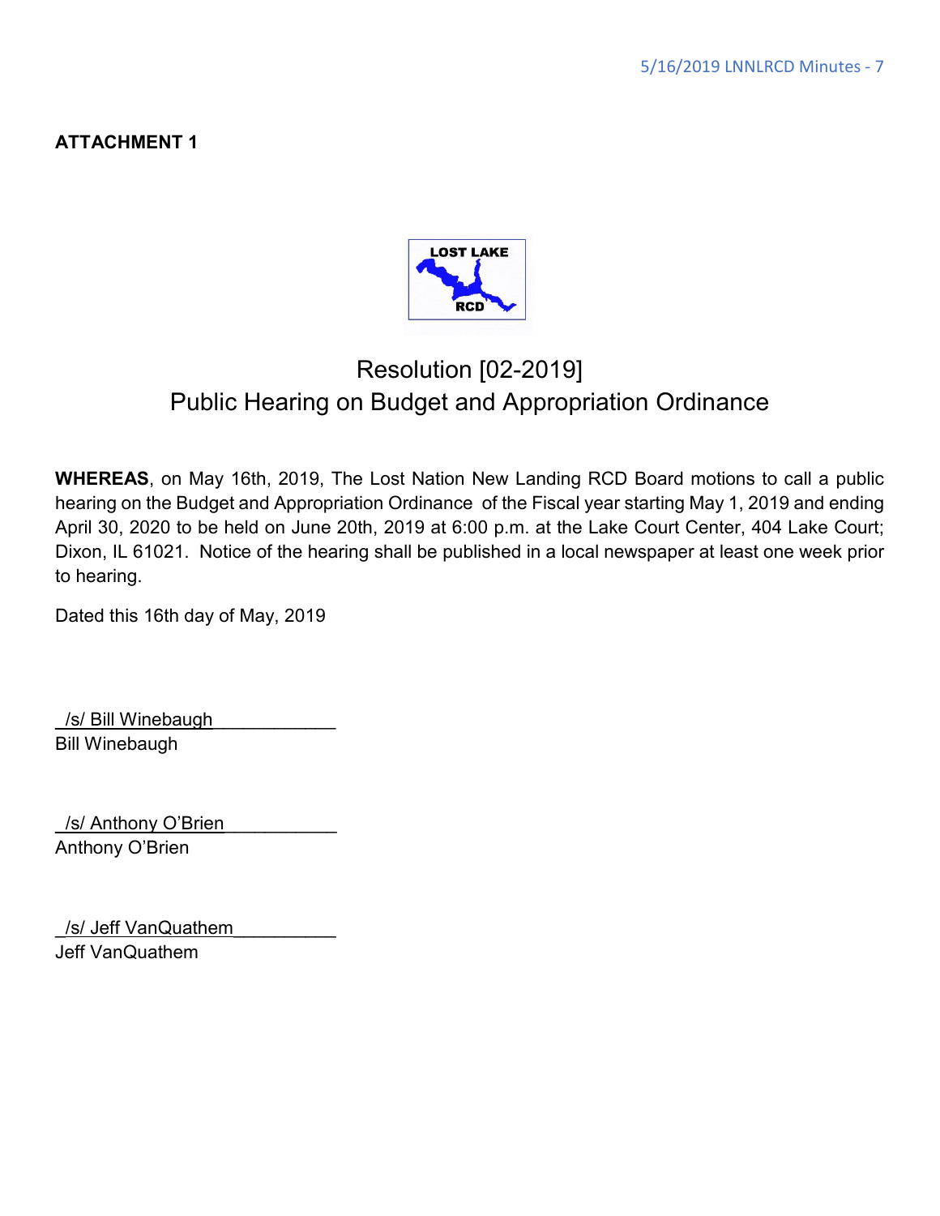**ATTACHMENT 1**

LOST LAKE

RCD

# Resolution [02-2019]
## Public Hearing on Budget and Appropriation Ordinance

**WHEREAS**, on May 16th, 2019, The Lost Nation New Landing RCD Board motions to call a public hearing on the Budget and Appropriation Ordinance of the Fiscal year starting May 1, 2019 and ending April 30, 2020 to be held on June 20th, 2019 at 6:00 p.m. at the Lake Court Center, 404 Lake Court; Dixon, IL 61021. Notice of the hearing shall be published in a local newspaper at least one week prior to hearing.

Dated this 16th day of May, 2019

/s/ Bill Winebaugh
Bill Winebaugh

/s/ Anthony O'Brien
Anthony O'Brien

/s/ Jeff VanQuathem
Jeff VanQuathem